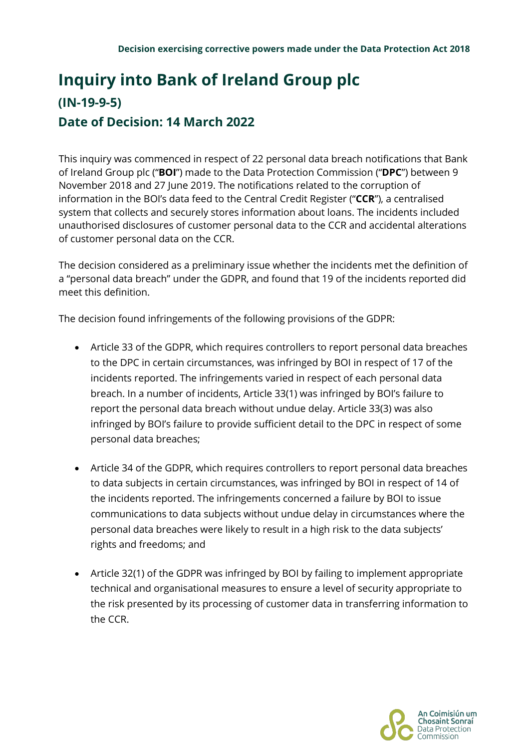**Decision exercising corrective powers made under the Data Protection Act 2018**

# Inquiry into Bank of Ireland Group plc

## (IN-19-9-5)

## Date of Decision: 14 March 2022

This inquiry was commenced in respect of 22 personal data breach notifications that Bank of Ireland Group plc ("**BOI**") made to the Data Protection Commission ("**DPC**") between 9 November 2018 and 27 June 2019. The notifications related to the corruption of information in the BOI's data feed to the Central Credit Register ("**CCR**"), a centralised system that collects and securely stores information about loans. The incidents included unauthorised disclosures of customer personal data to the CCR and accidental alterations of customer personal data on the CCR.

The decision considered as a preliminary issue whether the incidents met the definition of a "personal data breach" under the GDPR, and found that 19 of the incidents reported did meet this definition.

The decision found infringements of the following provisions of the GDPR:

- Article 33 of the GDPR, which requires controllers to report personal data breaches to the DPC in certain circumstances, was infringed by BOI in respect of 17 of the incidents reported. The infringements varied in respect of each personal data breach. In a number of incidents, Article 33(1) was infringed by BOI's failure to report the personal data breach without undue delay. Article 33(3) was also infringed by BOI's failure to provide sufficient detail to the DPC in respect of some personal data breaches;

- Article 34 of the GDPR, which requires controllers to report personal data breaches to data subjects in certain circumstances, was infringed by BOI in respect of 14 of the incidents reported. The infringements concerned a failure by BOI to issue communications to data subjects without undue delay in circumstances where the personal data breaches were likely to result in a high risk to the data subjects' rights and freedoms; and

- Article 32(1) of the GDPR was infringed by BOI by failing to implement appropriate technical and organisational measures to ensure a level of security appropriate to the risk presented by its processing of customer data in transferring information to the CCR.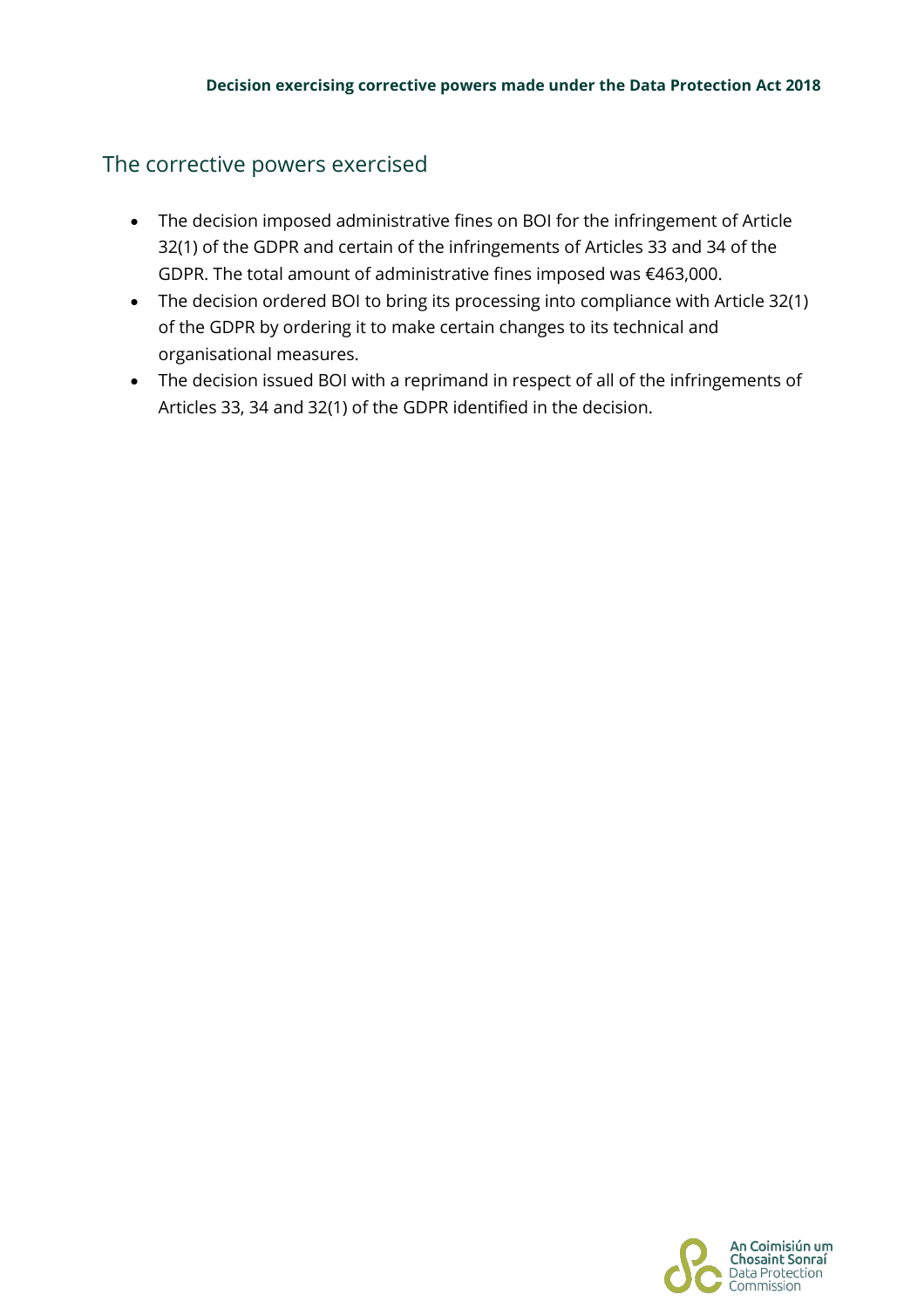## The corrective powers exercised

- The decision imposed administrative fines on BOI for the infringement of Article 32(1) of the GDPR and certain of the infringements of Articles 33 and 34 of the GDPR. The total amount of administrative fines imposed was €463,000.
- The decision ordered BOI to bring its processing into compliance with Article 32(1) of the GDPR by ordering it to make certain changes to its technical and organisational measures.
- The decision issued BOI with a reprimand in respect of all of the infringements of Articles 33, 34 and 32(1) of the GDPR identified in the decision.